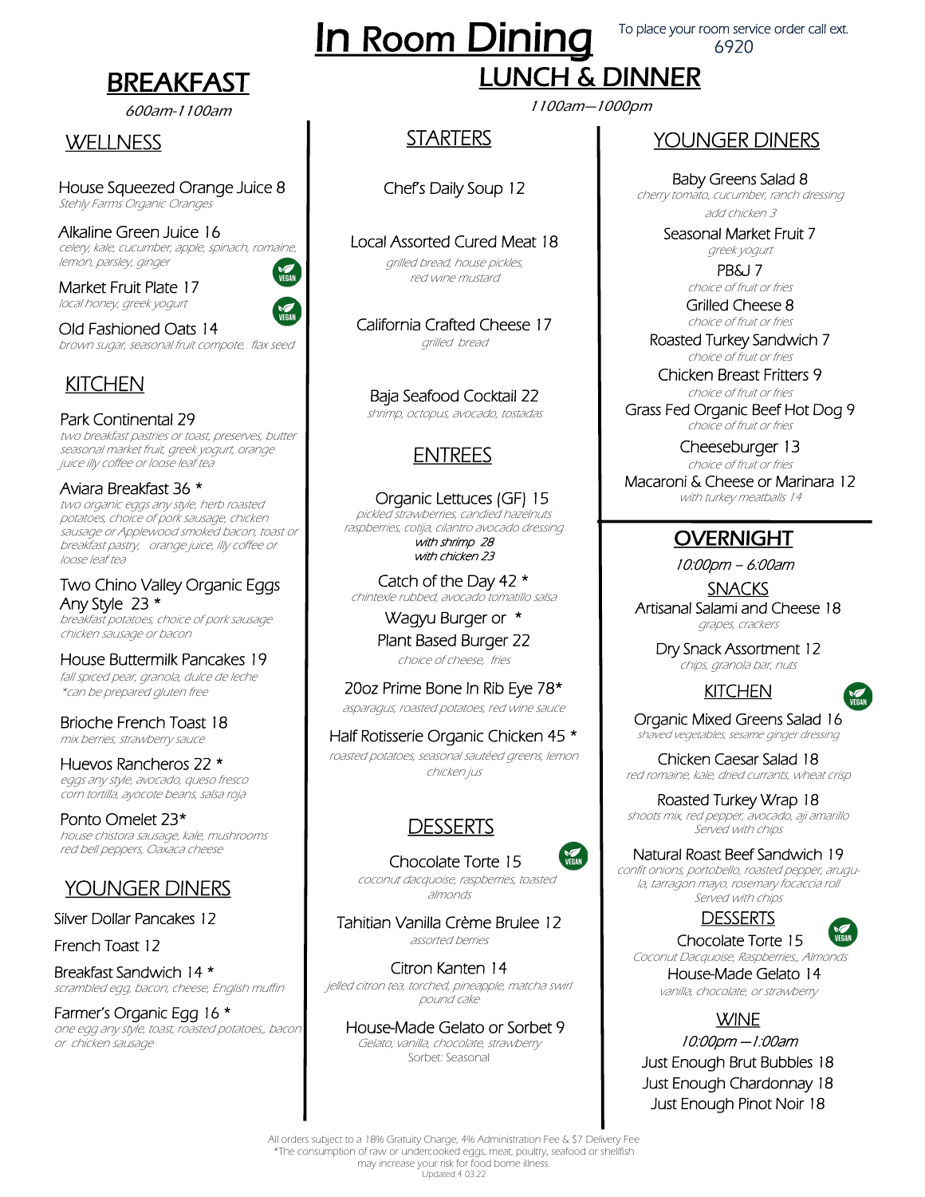# In Room Dining

To place your room service order call ext. 6920

## BREAKFAST

*600am-1100am*

### WELLNESS

House Squeezed Orange Juice 8
*Stehly Farms Organic Oranges*

Alkaline Green Juice 16 (VEGAN)
*celery, kale, cucumber, apple, spinach, romaine, lemon, parsley, ginger*

Market Fruit Plate 17 (VEGAN)
*local honey, greek yogurt*

Old Fashioned Oats 14
*brown sugar, seasonal fruit compote, flax seed*

### KITCHEN

Park Continental 29
*two breakfast pastries or toast, preserves, butter seasonal market fruit, greek yogurt, orange juice illy coffee or loose leaf tea*

Aviara Breakfast 36 *
*two organic eggs any style, herb roasted potatoes, choice of pork sausage, chicken sausage or Applewood smoked bacon, toast or breakfast pastry, orange juice, illy coffee or loose leaf tea*

Two Chino Valley Organic Eggs Any Style 23 *
*breakfast potatoes, choice of pork sausage chicken sausage or bacon*

House Buttermilk Pancakes 19
*fall spiced pear, granola, dulce de leche*
**can be prepared gluten free*

Brioche French Toast 18
*mix berries, strawberry sauce*

Huevos Rancheros 22 *
*eggs any style, avocado, queso fresco corn tortilla, ayocote beans, salsa roja*

Ponto Omelet 23*
*house chistora sausage, kale, mushrooms red bell peppers, Oaxaca cheese*

### YOUNGER DINERS

Silver Dollar Pancakes 12

French Toast 12

Breakfast Sandwich 14 *
*scrambled egg, bacon, cheese, English muffin*

Farmer's Organic Egg 16 *
*one egg any style, toast, roasted potatoes,, bacon or chicken sausage*

## LUNCH & DINNER

*1100am—1000pm*

### STARTERS

Chef's Daily Soup 12

Local Assorted Cured Meat 18
*grilled bread, house pickles, red wine mustard*

California Crafted Cheese 17
*grilled bread*

Baja Seafood Cocktail 22
*shrimp, octopus, avocado, tostadas*

### ENTREES

Organic Lettuces (GF) 15
*pickled strawberries, candied hazelnuts raspberries, cotija, cilantro avocado dressing*
*with shrimp 28*
*with chicken 23*

Catch of the Day 42 *
*chintexle rubbed, avocado tomatillo salsa*

Wagyu Burger or *
Plant Based Burger 22
*choice of cheese, fries*

20oz Prime Bone In Rib Eye 78*
*asparagus, roasted potatoes, red wine sauce*

Half Rotisserie Organic Chicken 45 *
*roasted potatoes, seasonal sautéed greens, lemon chicken jus*

### DESSERTS

Chocolate Torte 15 (VEGAN)
*coconut dacquoise, raspberries, toasted almonds*

Tahitian Vanilla Crème Brulee 12
*assorted berries*

Citron Kanten 14
*jelled citron tea, torched, pineapple, matcha swirl pound cake*

House-Made Gelato or Sorbet 9
*Gelato; vanilla, chocolate, strawberry*
Sorbet: Seasonal

### YOUNGER DINERS

Baby Greens Salad 8
*cherry tomato, cucumber, ranch dressing*
*add chicken 3*

Seasonal Market Fruit 7
*greek yogurt*

PB&J 7
*choice of fruit or fries*

Grilled Cheese 8
*choice of fruit or fries*

Roasted Turkey Sandwich 7
*choice of fruit or fries*

Chicken Breast Fritters 9
*choice of fruit or fries*

Grass Fed Organic Beef Hot Dog 9
*choice of fruit or fries*

Cheeseburger 13
*choice of fruit or fries*

Macaroni & Cheese or Marinara 12
*with turkey meatballs 14*

## OVERNIGHT

*10:00pm – 6:00am*

### SNACKS

Artisanal Salami and Cheese 18
*grapes, crackers*

Dry Snack Assortment 12
*chips, granola bar, nuts*

### KITCHEN

Organic Mixed Greens Salad 16 (VEGAN)
*shaved vegetables, sesame ginger dressing*

Chicken Caesar Salad 18
*red romaine, kale, dried currants, wheat crisp*

Roasted Turkey Wrap 18
*shoots mix, red pepper, avocado, aji amarillo Served with chips*

Natural Roast Beef Sandwich 19
*confit onions, portobello, roasted pepper, arugula, tarragon mayo, rosemary focaccia roll Served with chips*

### DESSERTS

Chocolate Torte 15 (VEGAN)
*Coconut Dacquoise, Raspberries,, Almonds*

House-Made Gelato 14
*vanilla, chocolate, or strawberry*

### WINE

*10:00pm —1:00am*

Just Enough Brut Bubbles 18

Just Enough Chardonnay 18

Just Enough Pinot Noir 18

All orders subject to a 18% Gratuity Charge, 4% Administration Fee & $7 Delivery Fee
*The consumption of raw or undercooked eggs, meat, poultry, seafood or shellfish may increase your risk for food borne illness.
Updated 4 03.22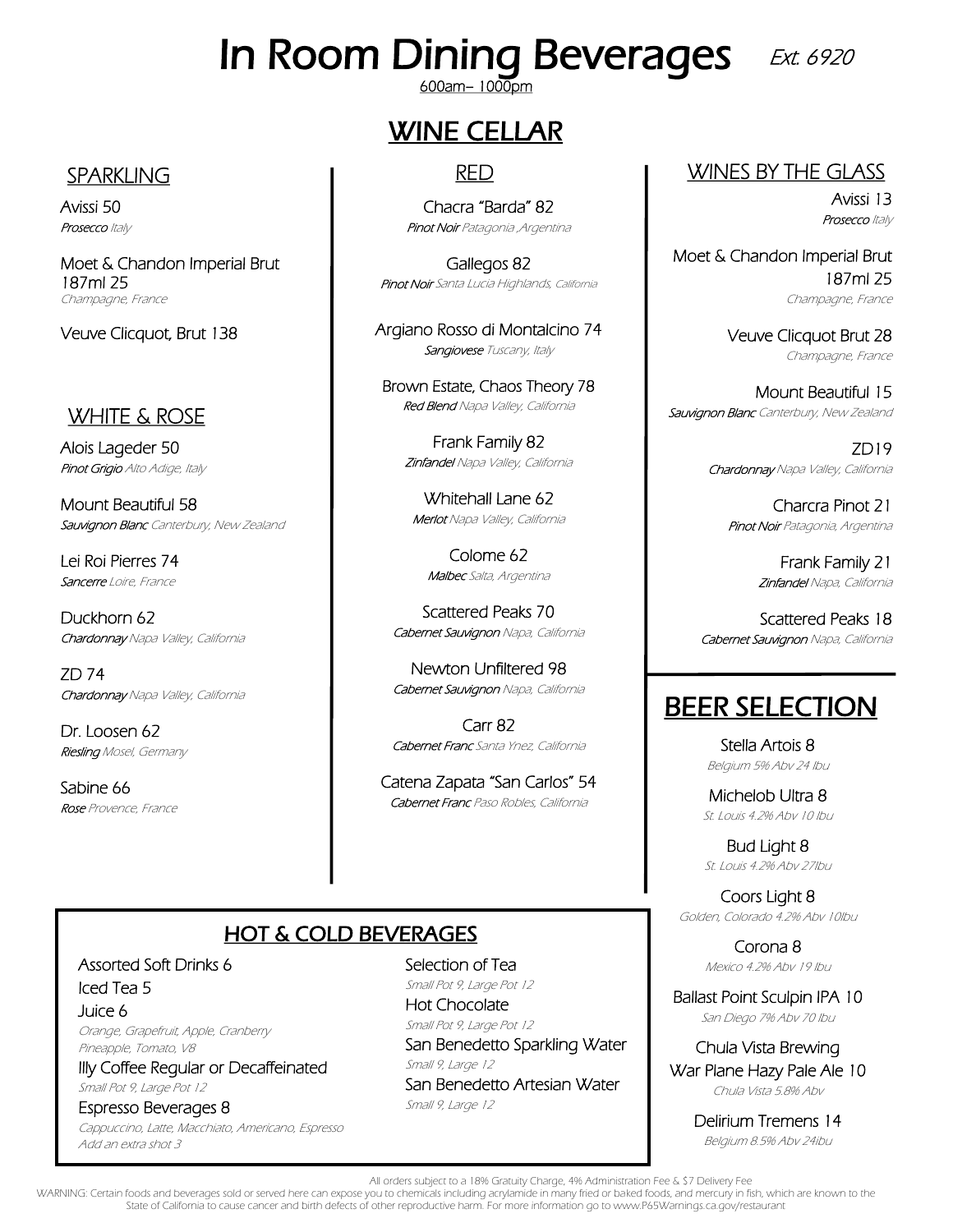# In Room Dining Beverages

Ext. 6920

600am– 1000pm

## WINE CELLAR

### SPARKLING

Avissi 50
*Prosecco Italy*

Moet & Chandon Imperial Brut 187ml 25
*Champagne, France*

Veuve Clicquot, Brut 138

### WHITE & ROSE

Alois Lageder 50
*Pinot Grigio Alto Adige, Italy*

Mount Beautiful 58
*Sauvignon Blanc Canterbury, New Zealand*

Lei Roi Pierres 74
*Sancerre Loire, France*

Duckhorn 62
*Chardonnay Napa Valley, California*

ZD 74
*Chardonnay Napa Valley, California*

Dr. Loosen 62
*Riesling Mosel, Germany*

Sabine 66
*Rose Provence, France*

### RED

Chacra "Barda" 82
*Pinot Noir Patagonia ,Argentina*

Gallegos 82
*Pinot Noir Santa Lucia Highlands, California*

Argiano Rosso di Montalcino 74
*Sangiovese Tuscany, Italy*

Brown Estate, Chaos Theory 78
*Red Blend Napa Valley, California*

Frank Family 82
*Zinfandel Napa Valley, California*

Whitehall Lane 62
*Merlot Napa Valley, California*

Colome 62
*Malbec Salta, Argentina*

Scattered Peaks 70
*Cabernet Sauvignon Napa, California*

Newton Unfiltered 98
*Cabernet Sauvignon Napa, California*

Carr 82
*Cabernet Franc Santa Ynez, California*

Catena Zapata "San Carlos" 54
*Cabernet Franc Paso Robles, California*

### WINES BY THE GLASS

Avissi 13
*Prosecco Italy*

Moet & Chandon Imperial Brut 187ml 25
*Champagne, France*

Veuve Clicquot Brut 28
*Champagne, France*

Mount Beautiful 15
*Sauvignon Blanc Canterbury, New Zealand*

ZD19
*Chardonnay Napa Valley, California*

Charcra Pinot 21
*Pinot Noir Patagonia, Argentina*

Frank Family 21
*Zinfandel Napa, California*

Scattered Peaks 18
*Cabernet Sauvignon Napa, California*

## BEER SELECTION

Stella Artois 8
*Belgium 5% Abv 24 Ibu*

Michelob Ultra 8
*St. Louis 4.2% Abv 10 Ibu*

Bud Light 8
*St. Louis 4.2% Abv 27Ibu*

Coors Light 8
*Golden, Colorado 4.2% Abv 10Ibu*

Corona 8
*Mexico 4.2% Abv 19 Ibu*

Ballast Point Sculpin IPA 10
*San Diego 7% Abv 70 Ibu*

Chula Vista Brewing War Plane Hazy Pale Ale 10
*Chula Vista 5.8% Abv*

Delirium Tremens 14
*Belgium 8.5% Abv 24ibu*

## HOT & COLD BEVERAGES

Assorted Soft Drinks 6

Iced Tea 5

Juice 6
*Orange, Grapefruit, Apple, Cranberry Pineapple, Tomato, V8*

Illy Coffee Regular or Decaffeinated
*Small Pot 9, Large Pot 12*

Espresso Beverages 8
*Cappuccino, Latte, Macchiato, Americano, Espresso*
*Add an extra shot 3*

Selection of Tea
*Small Pot 9, Large Pot 12*

Hot Chocolate
*Small Pot 9, Large Pot 12*

San Benedetto Sparkling Water
*Small 9, Large 12*

San Benedetto Artesian Water
*Small 9, Large 12*

All orders subject to a 18% Gratuity Charge, 4% Administration Fee & $7 Delivery Fee

WARNING: Certain foods and beverages sold or served here can expose you to chemicals including acrylamide in many fried or baked foods, and mercury in fish, which are known to the State of California to cause cancer and birth defects of other reproductive harm. For more information go to www.P65Warnings.ca.gov/restaurant